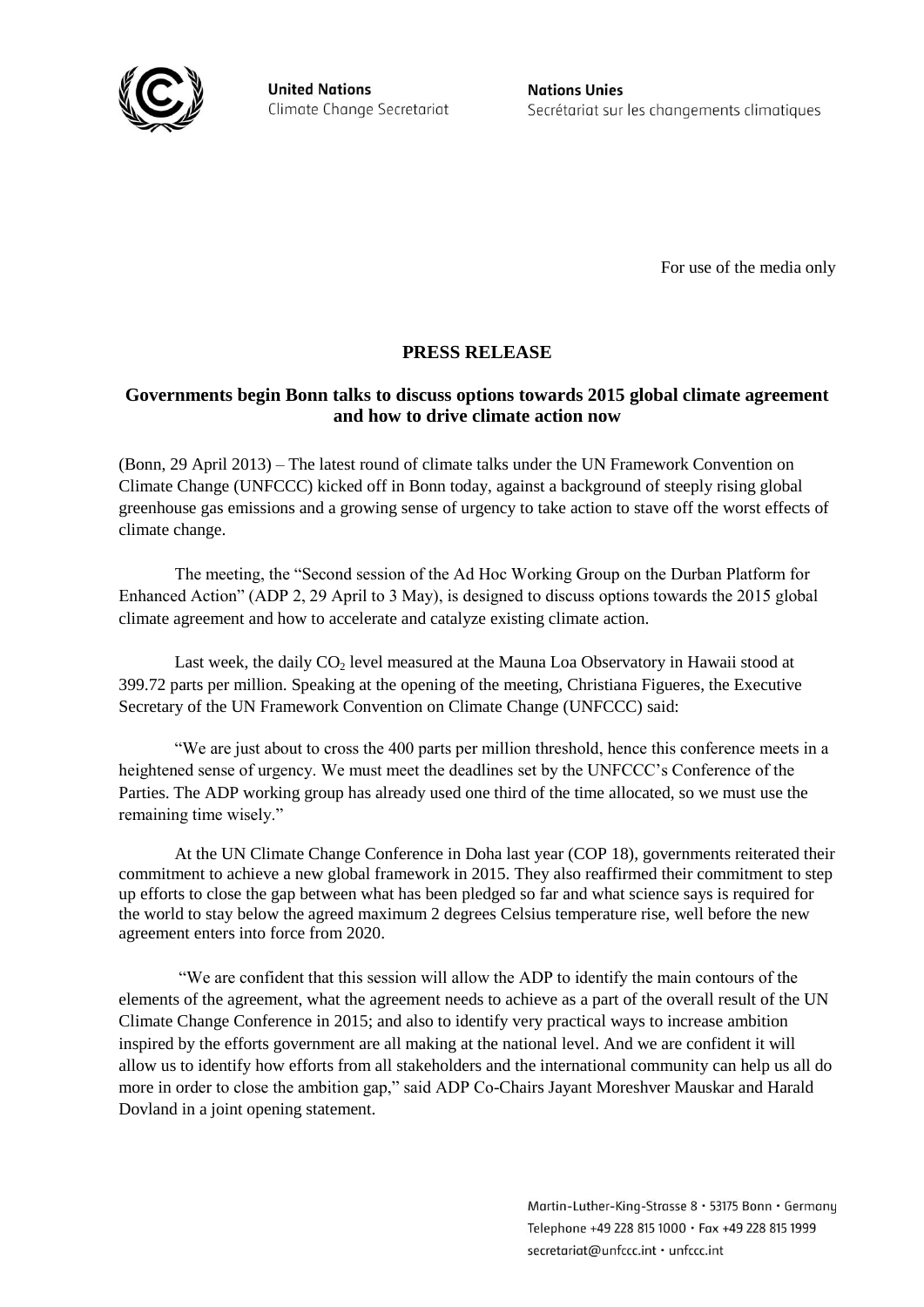United Nations
Climate Change Secretariat

Nations Unies
Secrétariat sur les changements climatiques

For use of the media only

# PRESS RELEASE

## Governments begin Bonn talks to discuss options towards 2015 global climate agreement and how to drive climate action now

(Bonn, 29 April 2013) – The latest round of climate talks under the UN Framework Convention on Climate Change (UNFCCC) kicked off in Bonn today, against a background of steeply rising global greenhouse gas emissions and a growing sense of urgency to take action to stave off the worst effects of climate change.

The meeting, the "Second session of the Ad Hoc Working Group on the Durban Platform for Enhanced Action" (ADP 2, 29 April to 3 May), is designed to discuss options towards the 2015 global climate agreement and how to accelerate and catalyze existing climate action.

Last week, the daily $CO_2$ level measured at the Mauna Loa Observatory in Hawaii stood at 399.72 parts per million. Speaking at the opening of the meeting, Christiana Figueres, the Executive Secretary of the UN Framework Convention on Climate Change (UNFCCC) said:

"We are just about to cross the 400 parts per million threshold, hence this conference meets in a heightened sense of urgency. We must meet the deadlines set by the UNFCCC's Conference of the Parties. The ADP working group has already used one third of the time allocated, so we must use the remaining time wisely."

At the UN Climate Change Conference in Doha last year (COP 18), governments reiterated their commitment to achieve a new global framework in 2015. They also reaffirmed their commitment to step up efforts to close the gap between what has been pledged so far and what science says is required for the world to stay below the agreed maximum 2 degrees Celsius temperature rise, well before the new agreement enters into force from 2020.

"We are confident that this session will allow the ADP to identify the main contours of the elements of the agreement, what the agreement needs to achieve as a part of the overall result of the UN Climate Change Conference in 2015; and also to identify very practical ways to increase ambition inspired by the efforts government are all making at the national level. And we are confident it will allow us to identify how efforts from all stakeholders and the international community can help us all do more in order to close the ambition gap," said ADP Co-Chairs Jayant Moreshver Mauskar and Harald Dovland in a joint opening statement.

Martin-Luther-King-Strasse 8 • 53175 Bonn • Germany
Telephone +49 228 815 1000 • Fax +49 228 815 1999
secretariat@unfccc.int • unfccc.int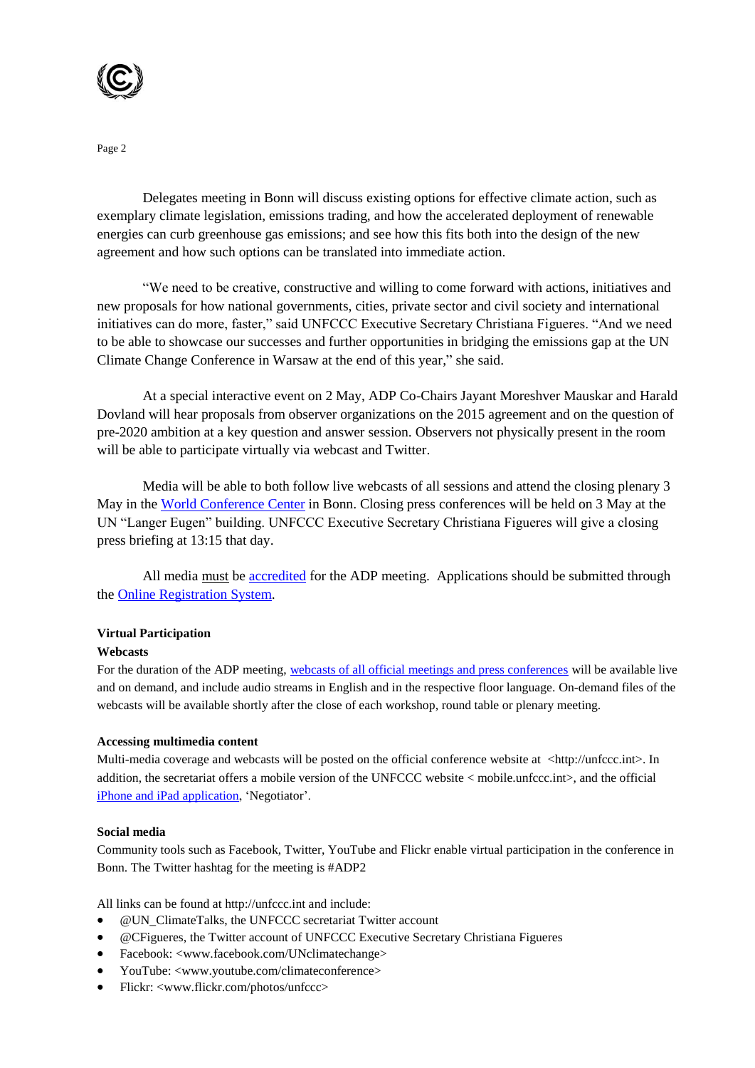Delegates meeting in Bonn will discuss existing options for effective climate action, such as exemplary climate legislation, emissions trading, and how the accelerated deployment of renewable energies can curb greenhouse gas emissions; and see how this fits both into the design of the new agreement and how such options can be translated into immediate action.

"We need to be creative, constructive and willing to come forward with actions, initiatives and new proposals for how national governments, cities, private sector and civil society and international initiatives can do more, faster," said UNFCCC Executive Secretary Christiana Figueres. "And we need to be able to showcase our successes and further opportunities in bridging the emissions gap at the UN Climate Change Conference in Warsaw at the end of this year," she said.

At a special interactive event on 2 May, ADP Co-Chairs Jayant Moreshver Mauskar and Harald Dovland will hear proposals from observer organizations on the 2015 agreement and on the question of pre-2020 ambition at a key question and answer session. Observers not physically present in the room will be able to participate virtually via webcast and Twitter.

Media will be able to both follow live webcasts of all sessions and attend the closing plenary 3 May in the World Conference Center in Bonn. Closing press conferences will be held on 3 May at the UN "Langer Eugen" building. UNFCCC Executive Secretary Christiana Figueres will give a closing press briefing at 13:15 that day.

All media must be accredited for the ADP meeting. Applications should be submitted through the Online Registration System.

**Virtual Participation**

**Webcasts**

For the duration of the ADP meeting, webcasts of all official meetings and press conferences will be available live and on demand, and include audio streams in English and in the respective floor language. On-demand files of the webcasts will be available shortly after the close of each workshop, round table or plenary meeting.

**Accessing multimedia content**

Multi-media coverage and webcasts will be posted on the official conference website at <http://unfccc.int>. In addition, the secretariat offers a mobile version of the UNFCCC website < mobile.unfccc.int>, and the official iPhone and iPad application, 'Negotiator'.

**Social media**

Community tools such as Facebook, Twitter, YouTube and Flickr enable virtual participation in the conference in Bonn. The Twitter hashtag for the meeting is #ADP2

All links can be found at http://unfccc.int and include:

- @UN_ClimateTalks, the UNFCCC secretariat Twitter account
- @CFigueres, the Twitter account of UNFCCC Executive Secretary Christiana Figueres
- Facebook: <www.facebook.com/UNclimatechange>
- YouTube: <www.youtube.com/climateconference>
- Flickr: <www.flickr.com/photos/unfccc>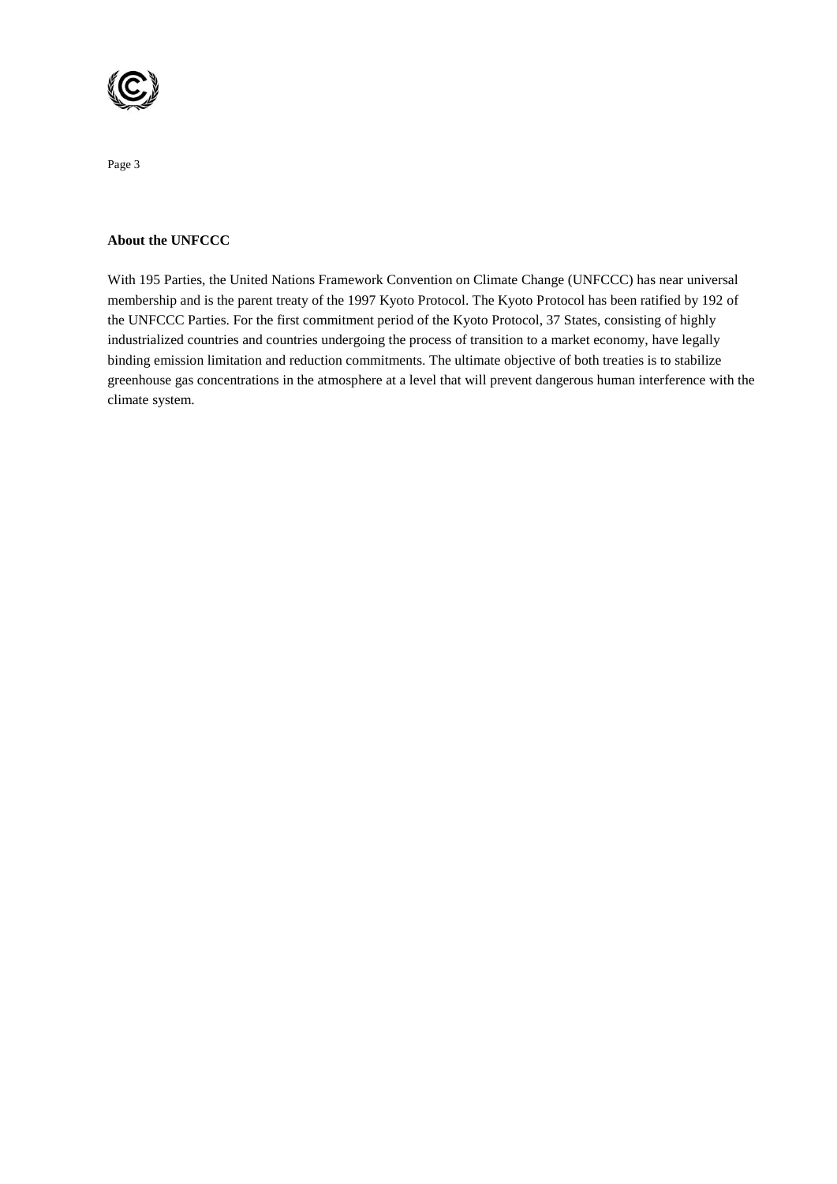**About the UNFCCC**

With 195 Parties, the United Nations Framework Convention on Climate Change (UNFCCC) has near universal membership and is the parent treaty of the 1997 Kyoto Protocol. The Kyoto Protocol has been ratified by 192 of the UNFCCC Parties. For the first commitment period of the Kyoto Protocol, 37 States, consisting of highly industrialized countries and countries undergoing the process of transition to a market economy, have legally binding emission limitation and reduction commitments. The ultimate objective of both treaties is to stabilize greenhouse gas concentrations in the atmosphere at a level that will prevent dangerous human interference with the climate system.